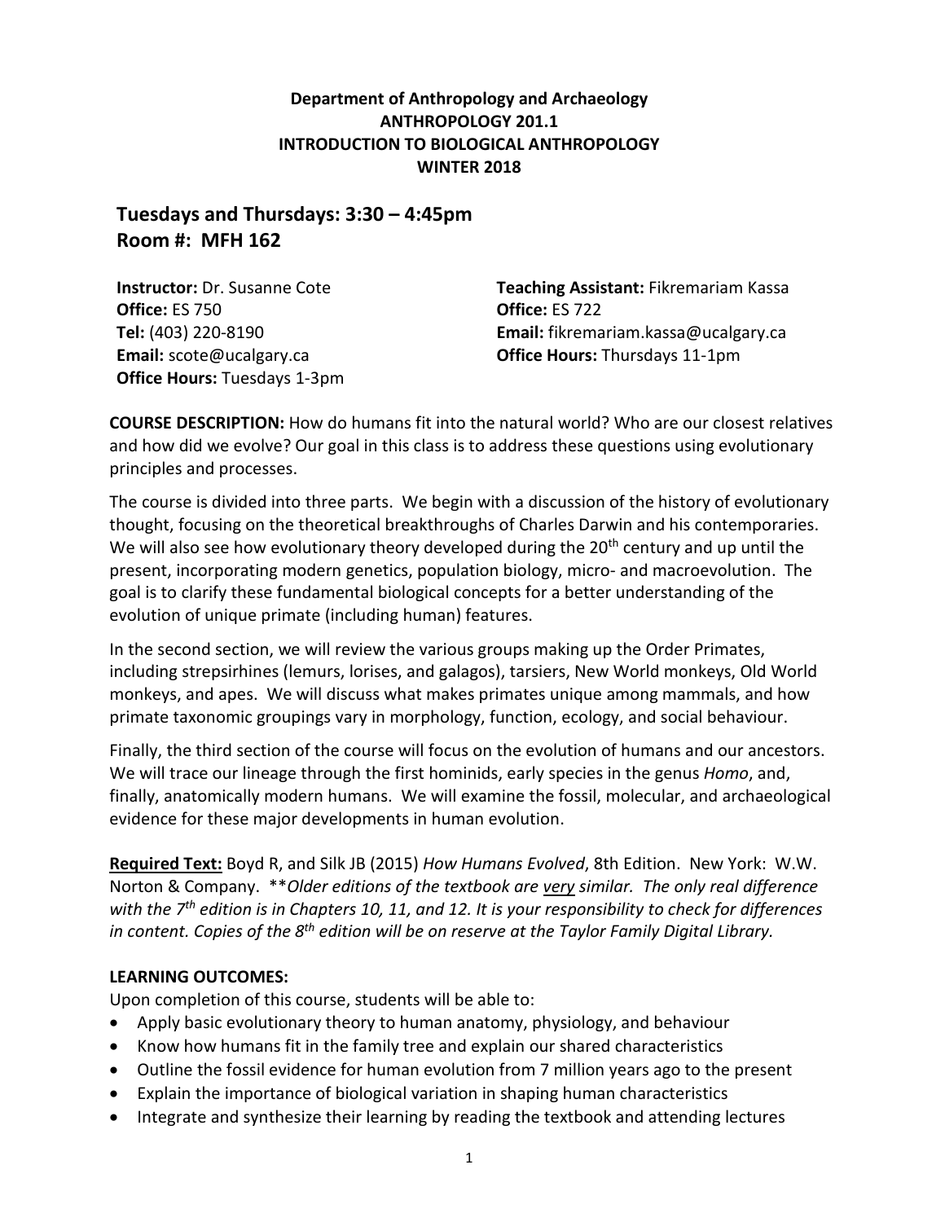**Department of Anthropology and Archaeology**
**ANTHROPOLOGY 201.1**
**INTRODUCTION TO BIOLOGICAL ANTHROPOLOGY**
**WINTER 2018**

## Tuesdays and Thursdays: 3:30 – 4:45pm
## Room #: MFH 162

**Instructor:** Dr. Susanne Cote
**Office:** ES 750
**Tel:** (403) 220-8190
**Email:** scote@ucalgary.ca
**Office Hours:** Tuesdays 1-3pm

**Teaching Assistant:** Fikremariam Kassa
**Office:** ES 722
**Email:** fikremariam.kassa@ucalgary.ca
**Office Hours:** Thursdays 11-1pm

**COURSE DESCRIPTION:** How do humans fit into the natural world? Who are our closest relatives and how did we evolve? Our goal in this class is to address these questions using evolutionary principles and processes.

The course is divided into three parts. We begin with a discussion of the history of evolutionary thought, focusing on the theoretical breakthroughs of Charles Darwin and his contemporaries. We will also see how evolutionary theory developed during the 20th century and up until the present, incorporating modern genetics, population biology, micro- and macroevolution. The goal is to clarify these fundamental biological concepts for a better understanding of the evolution of unique primate (including human) features.

In the second section, we will review the various groups making up the Order Primates, including strepsirhines (lemurs, lorises, and galagos), tarsiers, New World monkeys, Old World monkeys, and apes. We will discuss what makes primates unique among mammals, and how primate taxonomic groupings vary in morphology, function, ecology, and social behaviour.

Finally, the third section of the course will focus on the evolution of humans and our ancestors. We will trace our lineage through the first hominids, early species in the genus *Homo*, and, finally, anatomically modern humans. We will examine the fossil, molecular, and archaeological evidence for these major developments in human evolution.

**Required Text:** Boyd R, and Silk JB (2015) *How Humans Evolved*, 8th Edition. New York: W.W. Norton & Company. \*\**Older editions of the textbook are very similar. The only real difference with the 7th edition is in Chapters 10, 11, and 12. It is your responsibility to check for differences in content. Copies of the 8th edition will be on reserve at the Taylor Family Digital Library.*

**LEARNING OUTCOMES:**

Upon completion of this course, students will be able to:

- Apply basic evolutionary theory to human anatomy, physiology, and behaviour
- Know how humans fit in the family tree and explain our shared characteristics
- Outline the fossil evidence for human evolution from 7 million years ago to the present
- Explain the importance of biological variation in shaping human characteristics
- Integrate and synthesize their learning by reading the textbook and attending lectures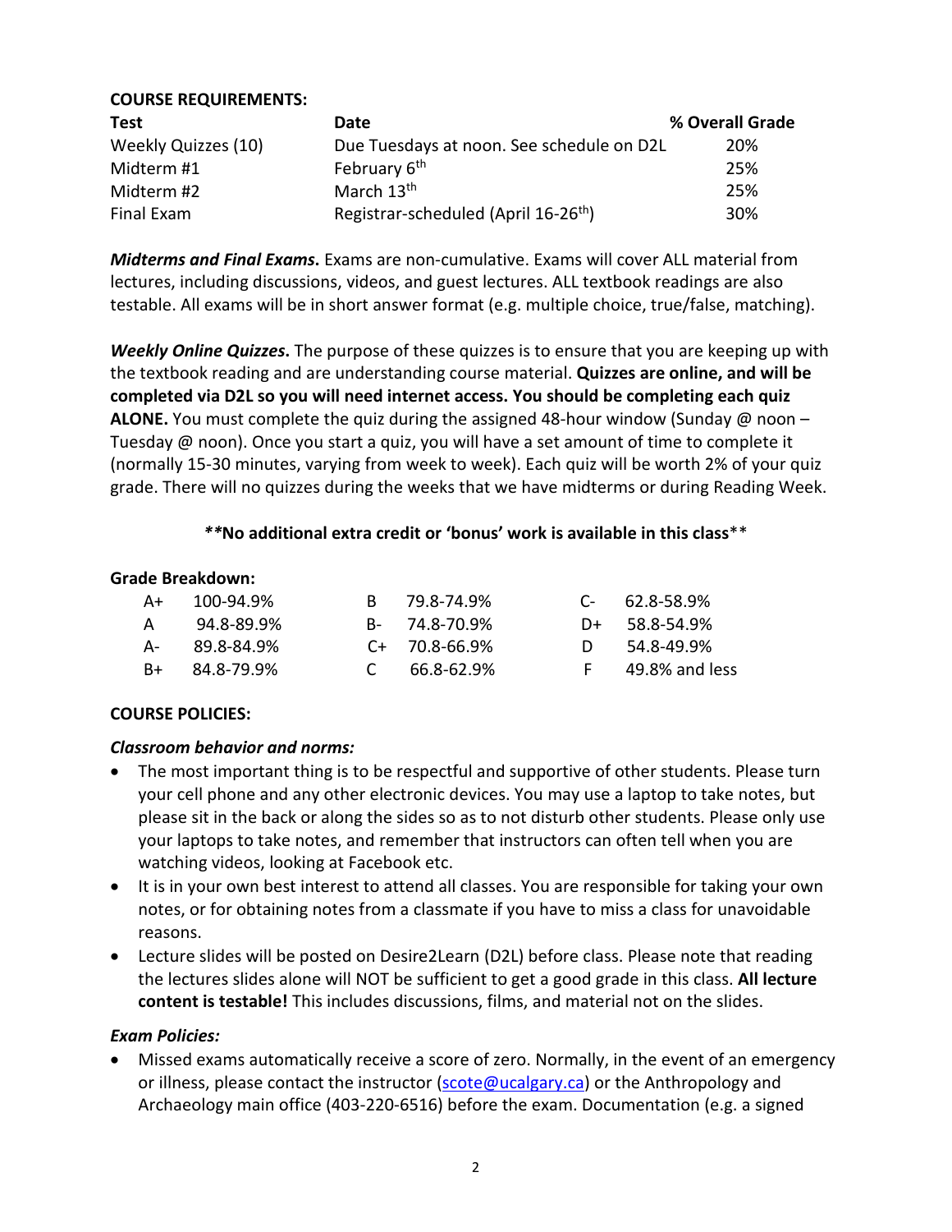**COURSE REQUIREMENTS:**

| Test | Date | % Overall Grade |
|---|---|---|
| Weekly Quizzes (10) | Due Tuesdays at noon. See schedule on D2L | 20% |
| Midterm #1 | February 6th | 25% |
| Midterm #2 | March 13th | 25% |
| Final Exam | Registrar-scheduled (April 16-26th) | 30% |

***Midterms and Final Exams.*** Exams are non-cumulative. Exams will cover ALL material from lectures, including discussions, videos, and guest lectures. ALL textbook readings are also testable. All exams will be in short answer format (e.g. multiple choice, true/false, matching).

***Weekly Online Quizzes.*** The purpose of these quizzes is to ensure that you are keeping up with the textbook reading and are understanding course material. **Quizzes are online, and will be completed via D2L so you will need internet access. You should be completing each quiz ALONE.** You must complete the quiz during the assigned 48-hour window (Sunday @ noon – Tuesday @ noon). Once you start a quiz, you will have a set amount of time to complete it (normally 15-30 minutes, varying from week to week). Each quiz will be worth 2% of your quiz grade. There will no quizzes during the weeks that we have midterms or during Reading Week.

**\*\*No additional extra credit or 'bonus' work is available in this class**\*\*

**Grade Breakdown:**

| | | | | | |
|---|---|---|---|---|---|
| A+ | 100-94.9% | B | 79.8-74.9% | C- | 62.8-58.9% |
| A | 94.8-89.9% | B- | 74.8-70.9% | D+ | 58.8-54.9% |
| A- | 89.8-84.9% | C+ | 70.8-66.9% | D | 54.8-49.9% |
| B+ | 84.8-79.9% | C | 66.8-62.9% | F | 49.8% and less |

**COURSE POLICIES:**

***Classroom behavior and norms:***

- The most important thing is to be respectful and supportive of other students. Please turn your cell phone and any other electronic devices. You may use a laptop to take notes, but please sit in the back or along the sides so as to not disturb other students. Please only use your laptops to take notes, and remember that instructors can often tell when you are watching videos, looking at Facebook etc.
- It is in your own best interest to attend all classes. You are responsible for taking your own notes, or for obtaining notes from a classmate if you have to miss a class for unavoidable reasons.
- Lecture slides will be posted on Desire2Learn (D2L) before class. Please note that reading the lectures slides alone will NOT be sufficient to get a good grade in this class. **All lecture content is testable!** This includes discussions, films, and material not on the slides.

***Exam Policies:***

- Missed exams automatically receive a score of zero. Normally, in the event of an emergency or illness, please contact the instructor (scote@ucalgary.ca) or the Anthropology and Archaeology main office (403-220-6516) before the exam. Documentation (e.g. a signed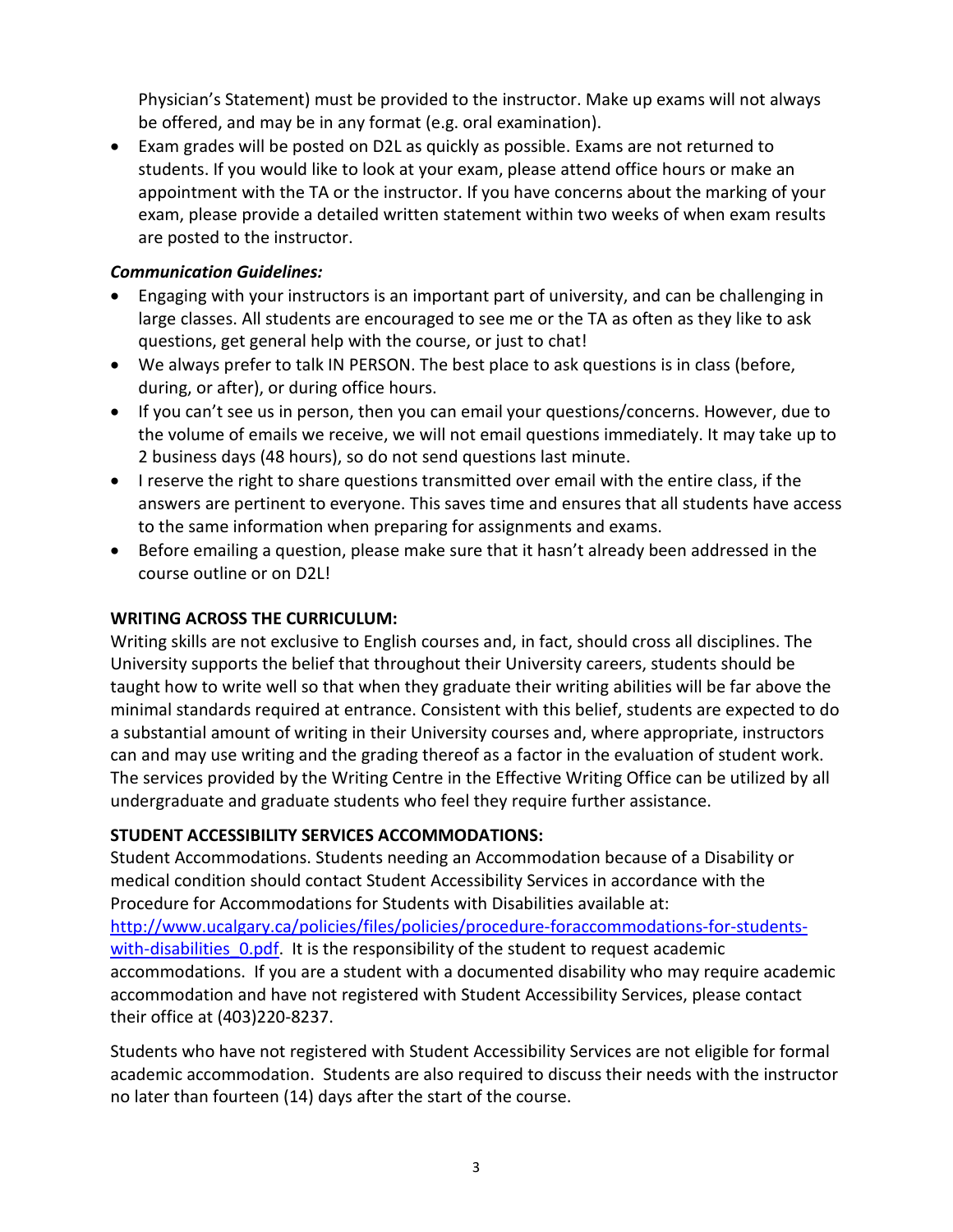Physician's Statement) must be provided to the instructor. Make up exams will not always be offered, and may be in any format (e.g. oral examination).

- Exam grades will be posted on D2L as quickly as possible. Exams are not returned to students. If you would like to look at your exam, please attend office hours or make an appointment with the TA or the instructor. If you have concerns about the marking of your exam, please provide a detailed written statement within two weeks of when exam results are posted to the instructor.

***Communication Guidelines:***

- Engaging with your instructors is an important part of university, and can be challenging in large classes. All students are encouraged to see me or the TA as often as they like to ask questions, get general help with the course, or just to chat!
- We always prefer to talk IN PERSON. The best place to ask questions is in class (before, during, or after), or during office hours.
- If you can't see us in person, then you can email your questions/concerns. However, due to the volume of emails we receive, we will not email questions immediately. It may take up to 2 business days (48 hours), so do not send questions last minute.
- I reserve the right to share questions transmitted over email with the entire class, if the answers are pertinent to everyone. This saves time and ensures that all students have access to the same information when preparing for assignments and exams.
- Before emailing a question, please make sure that it hasn't already been addressed in the course outline or on D2L!

**WRITING ACROSS THE CURRICULUM:**

Writing skills are not exclusive to English courses and, in fact, should cross all disciplines. The University supports the belief that throughout their University careers, students should be taught how to write well so that when they graduate their writing abilities will be far above the minimal standards required at entrance. Consistent with this belief, students are expected to do a substantial amount of writing in their University courses and, where appropriate, instructors can and may use writing and the grading thereof as a factor in the evaluation of student work. The services provided by the Writing Centre in the Effective Writing Office can be utilized by all undergraduate and graduate students who feel they require further assistance.

**STUDENT ACCESSIBILITY SERVICES ACCOMMODATIONS:**

Student Accommodations. Students needing an Accommodation because of a Disability or medical condition should contact Student Accessibility Services in accordance with the Procedure for Accommodations for Students with Disabilities available at: [http://www.ucalgary.ca/policies/files/policies/procedure-foraccommodations-for-students-with-disabilities_0.pdf](http://www.ucalgary.ca/policies/files/policies/procedure-foraccommodations-for-students-with-disabilities_0.pdf). It is the responsibility of the student to request academic accommodations. If you are a student with a documented disability who may require academic accommodation and have not registered with Student Accessibility Services, please contact their office at (403)220-8237.

Students who have not registered with Student Accessibility Services are not eligible for formal academic accommodation. Students are also required to discuss their needs with the instructor no later than fourteen (14) days after the start of the course.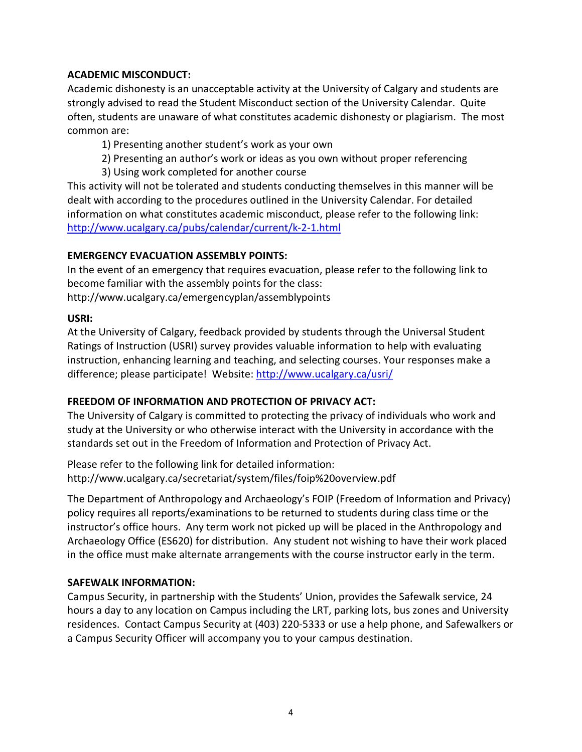**ACADEMIC MISCONDUCT:**

Academic dishonesty is an unacceptable activity at the University of Calgary and students are strongly advised to read the Student Misconduct section of the University Calendar. Quite often, students are unaware of what constitutes academic dishonesty or plagiarism. The most common are:

1) Presenting another student's work as your own
2) Presenting an author's work or ideas as you own without proper referencing
3) Using work completed for another course

This activity will not be tolerated and students conducting themselves in this manner will be dealt with according to the procedures outlined in the University Calendar. For detailed information on what constitutes academic misconduct, please refer to the following link: http://www.ucalgary.ca/pubs/calendar/current/k-2-1.html

**EMERGENCY EVACUATION ASSEMBLY POINTS:**

In the event of an emergency that requires evacuation, please refer to the following link to become familiar with the assembly points for the class:
http://www.ucalgary.ca/emergencyplan/assemblypoints

**USRI:**

At the University of Calgary, feedback provided by students through the Universal Student Ratings of Instruction (USRI) survey provides valuable information to help with evaluating instruction, enhancing learning and teaching, and selecting courses. Your responses make a difference; please participate! Website: http://www.ucalgary.ca/usri/

**FREEDOM OF INFORMATION AND PROTECTION OF PRIVACY ACT:**

The University of Calgary is committed to protecting the privacy of individuals who work and study at the University or who otherwise interact with the University in accordance with the standards set out in the Freedom of Information and Protection of Privacy Act.

Please refer to the following link for detailed information:
http://www.ucalgary.ca/secretariat/system/files/foip%20overview.pdf

The Department of Anthropology and Archaeology's FOIP (Freedom of Information and Privacy) policy requires all reports/examinations to be returned to students during class time or the instructor's office hours. Any term work not picked up will be placed in the Anthropology and Archaeology Office (ES620) for distribution. Any student not wishing to have their work placed in the office must make alternate arrangements with the course instructor early in the term.

**SAFEWALK INFORMATION:**

Campus Security, in partnership with the Students' Union, provides the Safewalk service, 24 hours a day to any location on Campus including the LRT, parking lots, bus zones and University residences. Contact Campus Security at (403) 220-5333 or use a help phone, and Safewalkers or a Campus Security Officer will accompany you to your campus destination.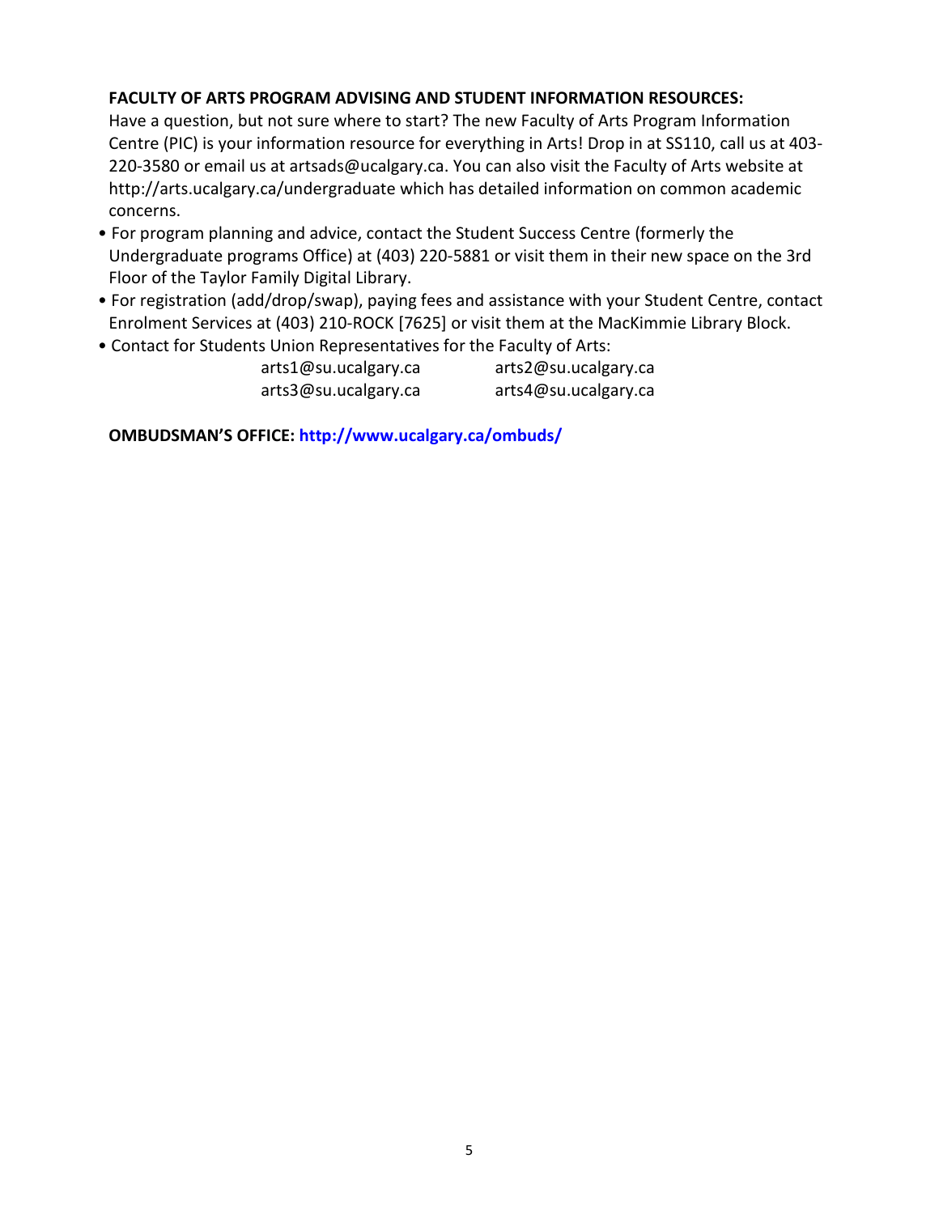**FACULTY OF ARTS PROGRAM ADVISING AND STUDENT INFORMATION RESOURCES:**

Have a question, but not sure where to start? The new Faculty of Arts Program Information Centre (PIC) is your information resource for everything in Arts! Drop in at SS110, call us at 403-220-3580 or email us at artsads@ucalgary.ca. You can also visit the Faculty of Arts website at http://arts.ucalgary.ca/undergraduate which has detailed information on common academic concerns.

- For program planning and advice, contact the Student Success Centre (formerly the Undergraduate programs Office) at (403) 220-5881 or visit them in their new space on the 3rd Floor of the Taylor Family Digital Library.
- For registration (add/drop/swap), paying fees and assistance with your Student Centre, contact Enrolment Services at (403) 210-ROCK [7625] or visit them at the MacKimmie Library Block.
- Contact for Students Union Representatives for the Faculty of Arts:

  arts1@su.ucalgary.ca  arts2@su.ucalgary.ca
  arts3@su.ucalgary.ca  arts4@su.ucalgary.ca

**OMBUDSMAN'S OFFICE: http://www.ucalgary.ca/ombuds/**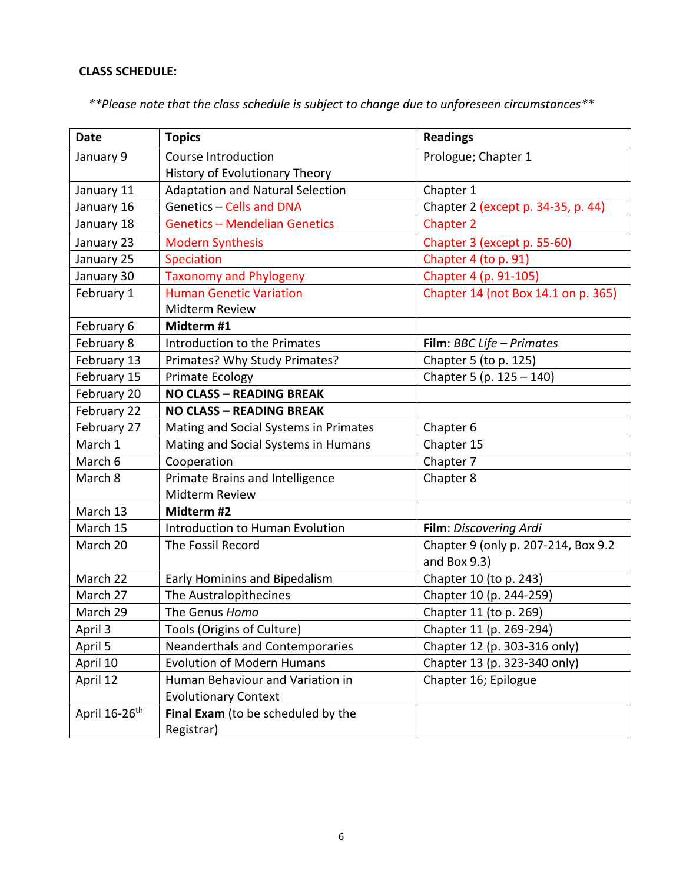**CLASS SCHEDULE:**

*\*\*Please note that the class schedule is subject to change due to unforeseen circumstances\*\**

| Date | Topics | Readings |
|---|---|---|
| January 9 | Course Introduction<br>History of Evolutionary Theory | Prologue; Chapter 1 |
| January 11 | Adaptation and Natural Selection | Chapter 1 |
| January 16 | Genetics – Cells and DNA | Chapter 2 (except p. 34-35, p. 44) |
| January 18 | Genetics – Mendelian Genetics | Chapter 2 |
| January 23 | Modern Synthesis | Chapter 3 (except p. 55-60) |
| January 25 | Speciation | Chapter 4 (to p. 91) |
| January 30 | Taxonomy and Phylogeny | Chapter 4 (p. 91-105) |
| February 1 | Human Genetic Variation<br>Midterm Review | Chapter 14 (not Box 14.1 on p. 365) |
| February 6 | **Midterm #1** | |
| February 8 | Introduction to the Primates | **Film**: *BBC Life – Primates* |
| February 13 | Primates? Why Study Primates? | Chapter 5 (to p. 125) |
| February 15 | Primate Ecology | Chapter 5 (p. 125 – 140) |
| February 20 | **NO CLASS – READING BREAK** | |
| February 22 | **NO CLASS – READING BREAK** | |
| February 27 | Mating and Social Systems in Primates | Chapter 6 |
| March 1 | Mating and Social Systems in Humans | Chapter 15 |
| March 6 | Cooperation | Chapter 7 |
| March 8 | Primate Brains and Intelligence<br>Midterm Review | Chapter 8 |
| March 13 | **Midterm #2** | |
| March 15 | Introduction to Human Evolution | **Film**: *Discovering Ardi* |
| March 20 | The Fossil Record | Chapter 9 (only p. 207-214, Box 9.2 and Box 9.3) |
| March 22 | Early Hominins and Bipedalism | Chapter 10 (to p. 243) |
| March 27 | The Australopithecines | Chapter 10 (p. 244-259) |
| March 29 | The Genus *Homo* | Chapter 11 (to p. 269) |
| April 3 | Tools (Origins of Culture) | Chapter 11 (p. 269-294) |
| April 5 | Neanderthals and Contemporaries | Chapter 12 (p. 303-316 only) |
| April 10 | Evolution of Modern Humans | Chapter 13 (p. 323-340 only) |
| April 12 | Human Behaviour and Variation in Evolutionary Context | Chapter 16; Epilogue |
| April 16-26th | **Final Exam** (to be scheduled by the Registrar) | |